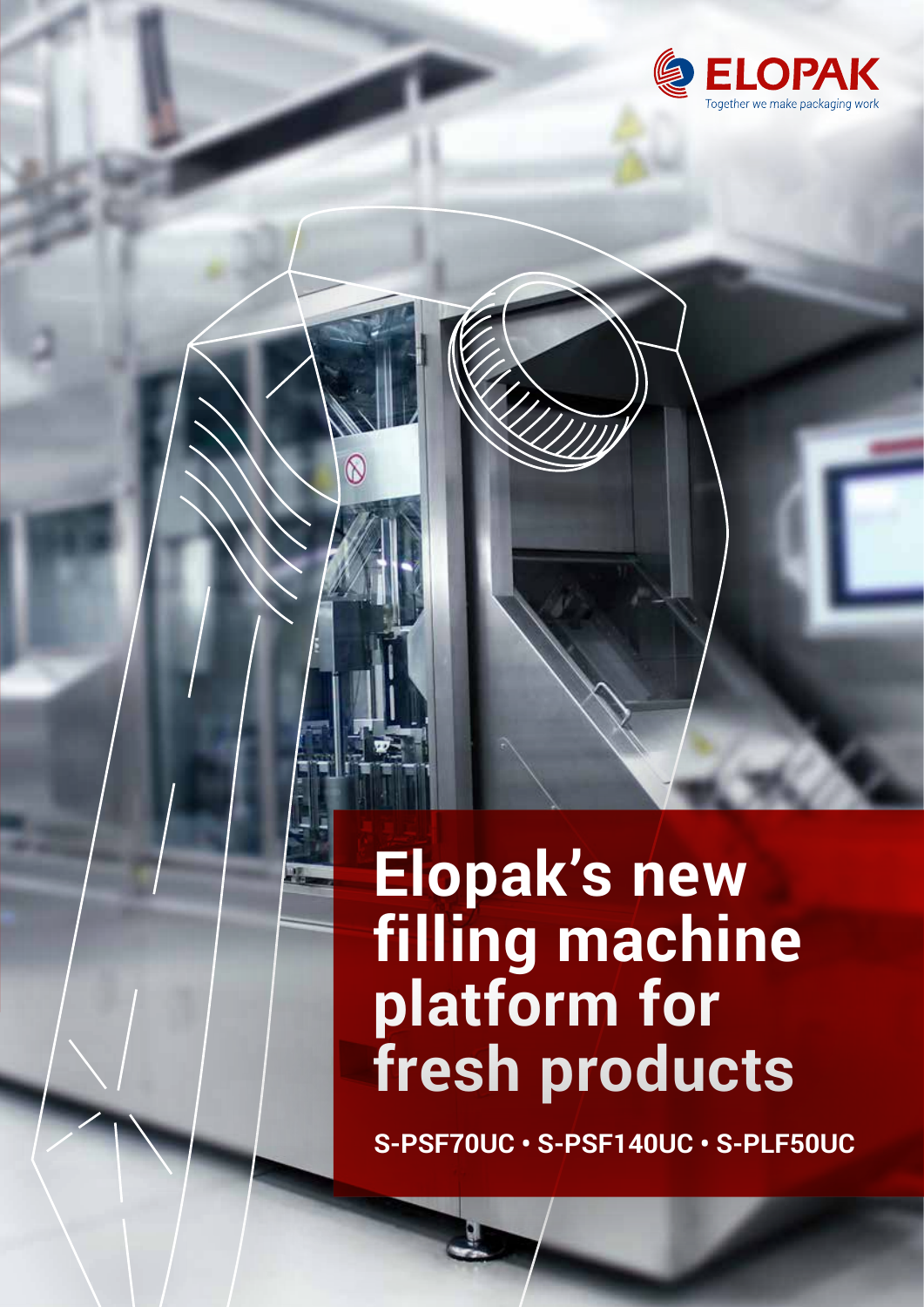ELOPAK

Together we make packaging work

# Elopak's new filling machine platform for fresh products

**S-PSF70UC • S-PSF140UC • S-PLF50UC**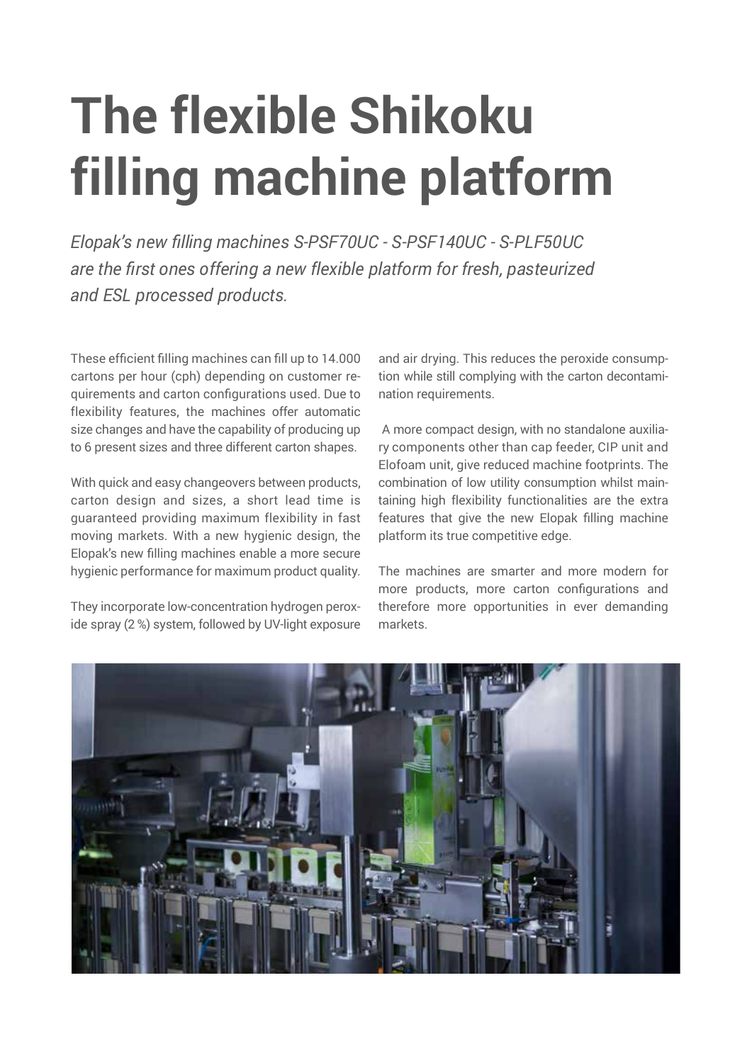# The flexible Shikoku filling machine platform

*Elopak's new filling machines S-PSF70UC - S-PSF140UC - S-PLF50UC are the first ones offering a new flexible platform for fresh, pasteurized and ESL processed products.*

These efficient filling machines can fill up to 14.000 cartons per hour (cph) depending on customer requirements and carton configurations used. Due to flexibility features, the machines offer automatic size changes and have the capability of producing up to 6 present sizes and three different carton shapes.

With quick and easy changeovers between products, carton design and sizes, a short lead time is guaranteed providing maximum flexibility in fast moving markets. With a new hygienic design, the Elopak's new filling machines enable a more secure hygienic performance for maximum product quality.

They incorporate low-concentration hydrogen peroxide spray (2 %) system, followed by UV-light exposure and air drying. This reduces the peroxide consumption while still complying with the carton decontamination requirements.

A more compact design, with no standalone auxiliary components other than cap feeder, CIP unit and Elofoam unit, give reduced machine footprints. The combination of low utility consumption whilst maintaining high flexibility functionalities are the extra features that give the new Elopak filling machine platform its true competitive edge.

The machines are smarter and more modern for more products, more carton configurations and therefore more opportunities in ever demanding markets.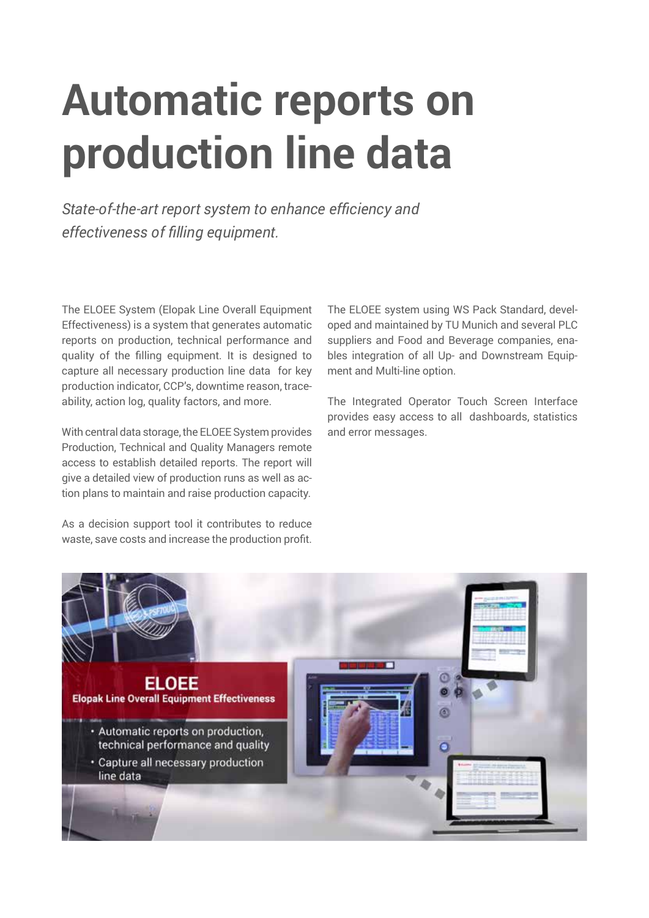# Automatic reports on production line data

*State-of-the-art report system to enhance efficiency and effectiveness of filling equipment.*

The ELOEE System (Elopak Line Overall Equipment Effectiveness) is a system that generates automatic reports on production, technical performance and quality of the filling equipment. It is designed to capture all necessary production line data for key production indicator, CCP's, downtime reason, traceability, action log, quality factors, and more.

With central data storage, the ELOEE System provides Production, Technical and Quality Managers remote access to establish detailed reports. The report will give a detailed view of production runs as well as action plans to maintain and raise production capacity.

As a decision support tool it contributes to reduce waste, save costs and increase the production profit.

The ELOEE system using WS Pack Standard, developed and maintained by TU Munich and several PLC suppliers and Food and Beverage companies, enables integration of all Up- and Downstream Equipment and Multi-line option.

The Integrated Operator Touch Screen Interface provides easy access to all dashboards, statistics and error messages.

**ELOEE**
**Elopak Line Overall Equipment Effectiveness**

- Automatic reports on production, technical performance and quality
- Capture all necessary production line data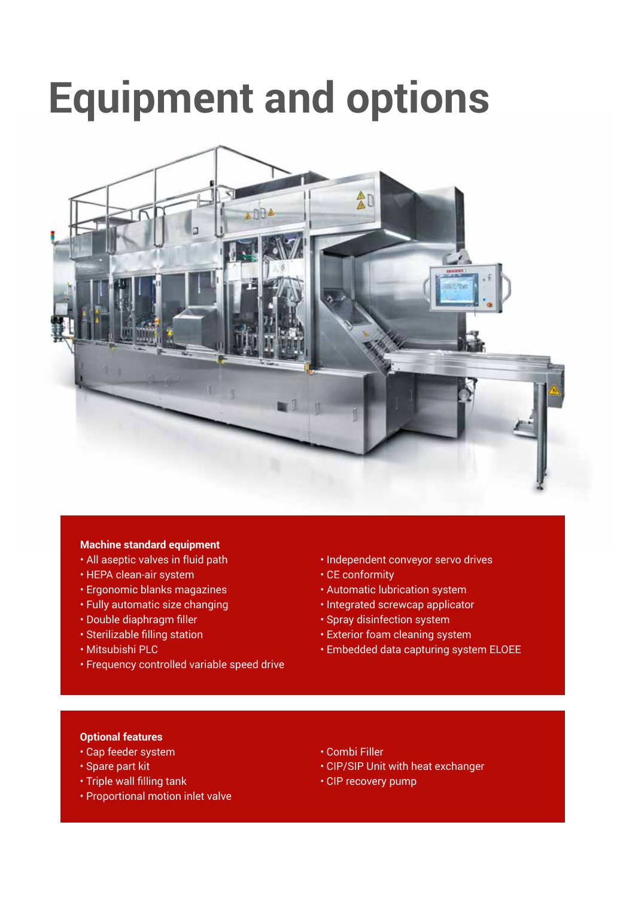# Equipment and options

**Machine standard equipment**

- All aseptic valves in fluid path
- HEPA clean-air system
- Ergonomic blanks magazines
- Fully automatic size changing
- Double diaphragm filler
- Sterilizable filling station
- Mitsubishi PLC
- Frequency controlled variable speed drive
- Independent conveyor servo drives
- CE conformity
- Automatic lubrication system
- Integrated screwcap applicator
- Spray disinfection system
- Exterior foam cleaning system
- Embedded data capturing system ELOEE

**Optional features**

- Cap feeder system
- Spare part kit
- Triple wall filling tank
- Proportional motion inlet valve
- Combi Filler
- CIP/SIP Unit with heat exchanger
- CIP recovery pump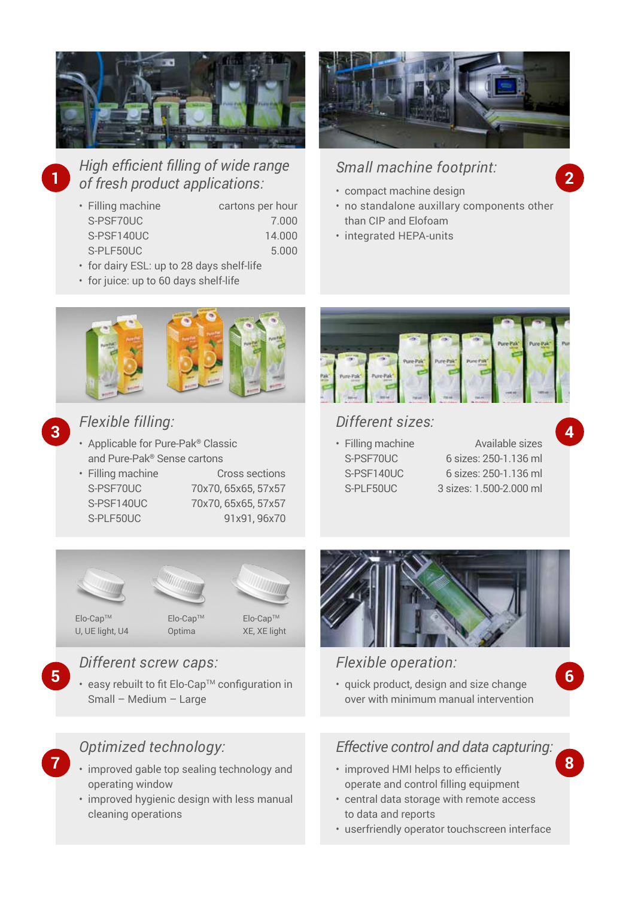## 1 High efficient filling of wide range of fresh product applications:

- Filling machine / cartons per hour

| Filling machine | cartons per hour |
|---|---|
| S-PSF70UC | 7.000 |
| S-PSF140UC | 14.000 |
| S-PLF50UC | 5.000 |

- for dairy ESL: up to 28 days shelf-life
- for juice: up to 60 days shelf-life

## 2 Small machine footprint:

- compact machine design
- no standalone auxillary components other than CIP and Elofoam
- integrated HEPA-units

## 3 Flexible filling:

- Applicable for Pure-Pak® Classic and Pure-Pak® Sense cartons
- Filling machine / Cross sections

| Filling machine | Cross sections |
|---|---|
| S-PSF70UC | 70x70, 65x65, 57x57 |
| S-PSF140UC | 70x70, 65x65, 57x57 |
| S-PLF50UC | 91x91, 96x70 |

## 4 Different sizes:

- Filling machine / Available sizes

| Filling machine | Available sizes |
|---|---|
| S-PSF70UC | 6 sizes: 250-1.136 ml |
| S-PSF140UC | 6 sizes: 250-1.136 ml |
| S-PLF50UC | 3 sizes: 1.500-2.000 ml |

Elo-Cap™ U, UE light, U4

Elo-Cap™ Optima

Elo-Cap™ XE, XE light

## 5 Different screw caps:

- easy rebuilt to fit Elo-Cap™ configuration in Small – Medium – Large

## 6 Flexible operation:

- quick product, design and size change over with minimum manual intervention

## 7 Optimized technology:

- improved gable top sealing technology and operating window
- improved hygienic design with less manual cleaning operations

## 8 Effective control and data capturing:

- improved HMI helps to efficiently operate and control filling equipment
- central data storage with remote access to data and reports
- userfriendly operator touchscreen interface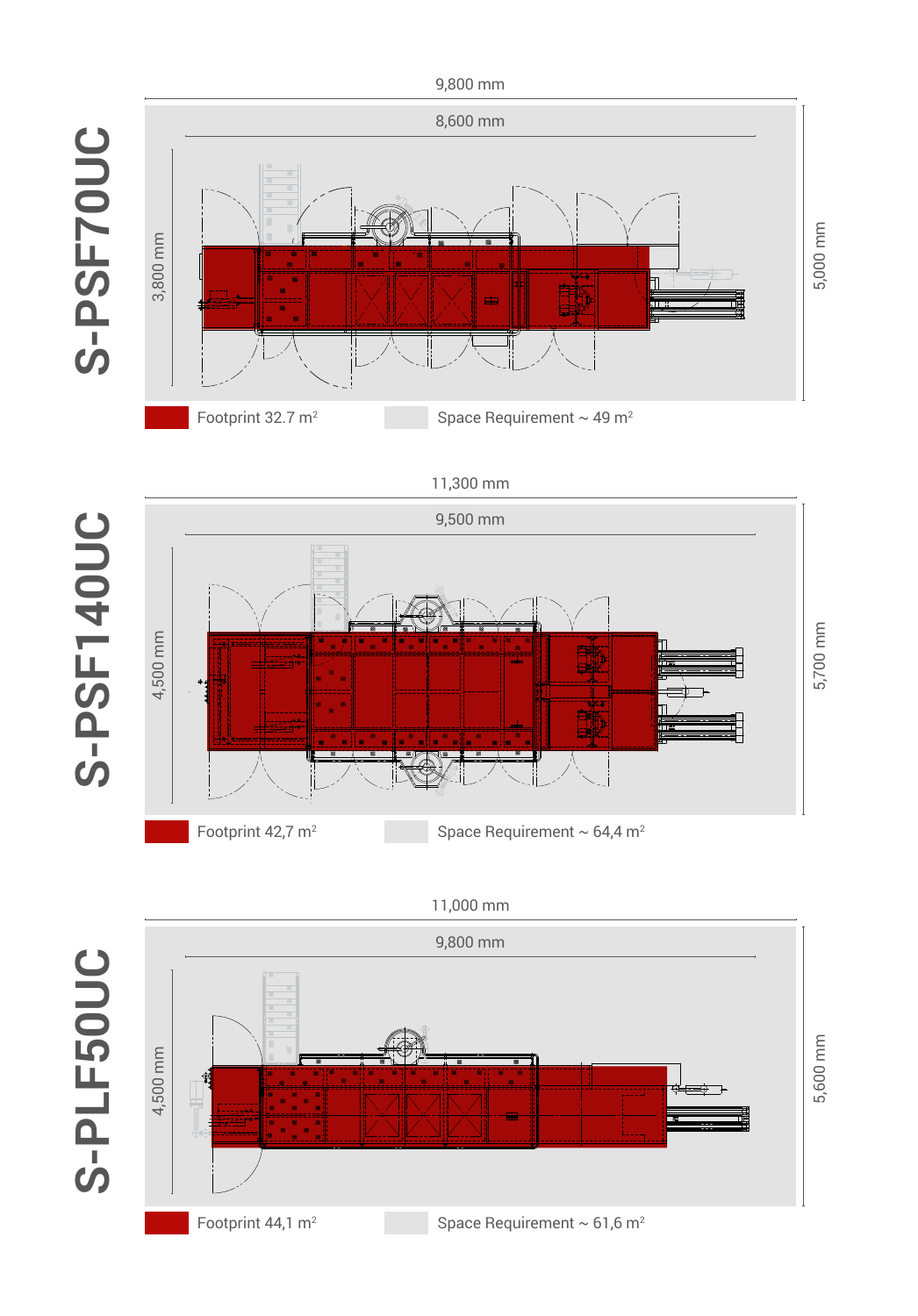## S-PSF70UC

9,800 mm

8,600 mm

3,800 mm

5,000 mm

Footprint 32.7 m²

Space Requirement ~ 49 m²

## S-PSF140UC

11,300 mm

9,500 mm

4,500 mm

5,700 mm

Footprint 42,7 m²

Space Requirement ~ 64,4 m²

## S-PLF50UC

11,000 mm

9,800 mm

4,500 mm

5,600 mm

Footprint 44,1 m²

Space Requirement ~ 61,6 m²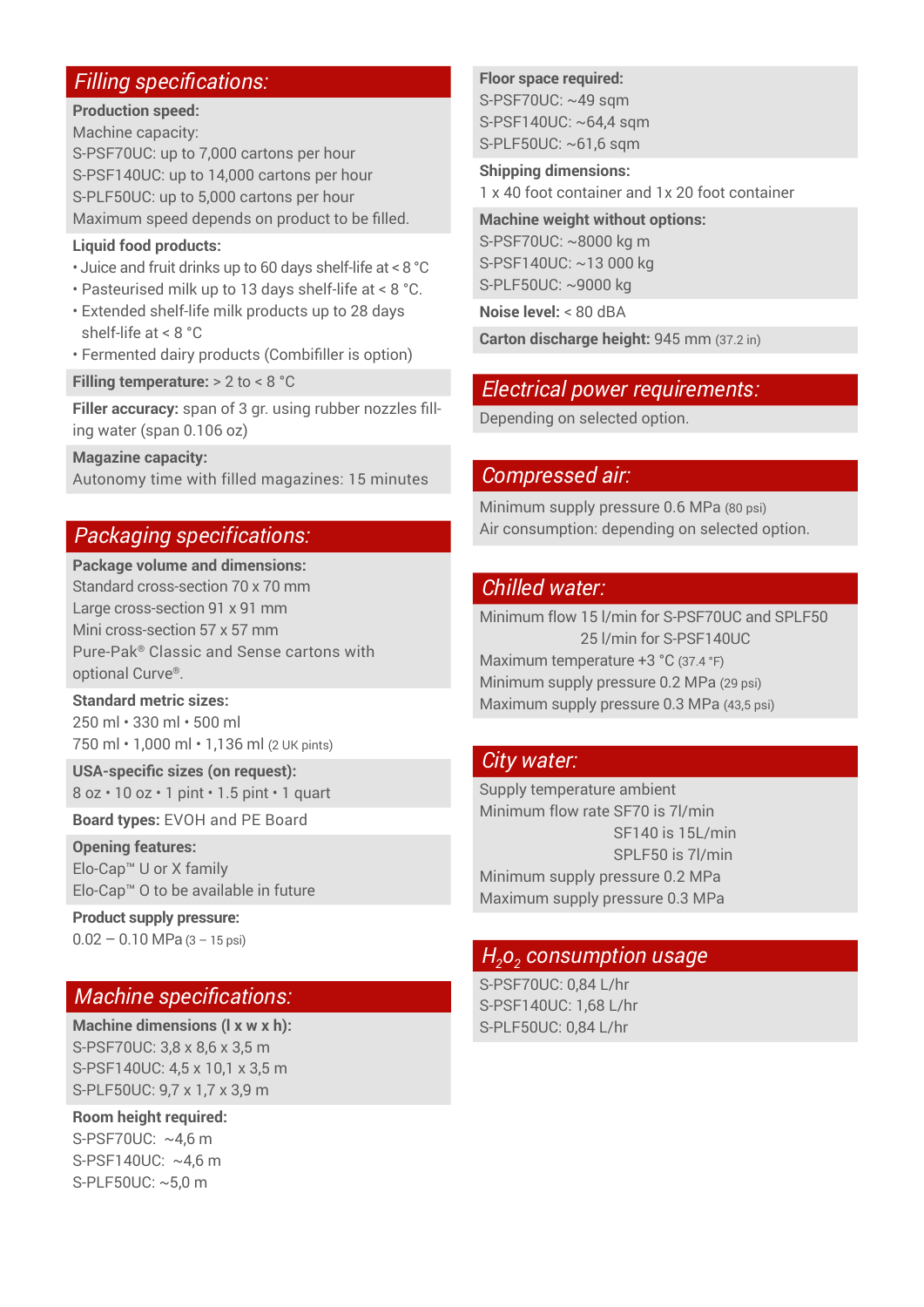## *Filling specifications:*

**Production speed:**
Machine capacity:
S-PSF70UC: up to 7,000 cartons per hour
S-PSF140UC: up to 14,000 cartons per hour
S-PLF50UC: up to 5,000 cartons per hour
Maximum speed depends on product to be filled.

**Liquid food products:**
- Juice and fruit drinks up to 60 days shelf-life at < 8 °C
- Pasteurised milk up to 13 days shelf-life at < 8 °C.
- Extended shelf-life milk products up to 28 days shelf-life at < 8 °C
- Fermented dairy products (Combifiller is option)

**Filling temperature:** > 2 to < 8 °C

**Filler accuracy:** span of 3 gr. using rubber nozzles filling water (span 0.106 oz)

**Magazine capacity:**
Autonomy time with filled magazines: 15 minutes

## *Packaging specifications:*

**Package volume and dimensions:**
Standard cross-section 70 x 70 mm
Large cross-section 91 x 91 mm
Mini cross-section 57 x 57 mm
Pure-Pak® Classic and Sense cartons with optional Curve®.

**Standard metric sizes:**
250 ml • 330 ml • 500 ml
750 ml • 1,000 ml • 1,136 ml (2 UK pints)

**USA-specific sizes (on request):**
8 oz • 10 oz • 1 pint • 1.5 pint • 1 quart

**Board types:** EVOH and PE Board

**Opening features:**
Elo-Cap™ U or X family
Elo-Cap™ O to be available in future

**Product supply pressure:**
0.02 – 0.10 MPa (3 – 15 psi)

## *Machine specifications:*

**Machine dimensions (l x w x h):**
S-PSF70UC: 3,8 x 8,6 x 3,5 m
S-PSF140UC: 4,5 x 10,1 x 3,5 m
S-PLF50UC: 9,7 x 1,7 x 3,9 m

**Room height required:**
S-PSF70UC: ~4,6 m
S-PSF140UC: ~4,6 m
S-PLF50UC: ~5,0 m

**Floor space required:**
S-PSF70UC: ~49 sqm
S-PSF140UC: ~64,4 sqm
S-PLF50UC: ~61,6 sqm

**Shipping dimensions:**
1 x 40 foot container and 1x 20 foot container

**Machine weight without options:**
S-PSF70UC: ~8000 kg m
S-PSF140UC: ~13 000 kg
S-PLF50UC: ~9000 kg

**Noise level:** < 80 dBA

**Carton discharge height:** 945 mm (37.2 in)

## *Electrical power requirements:*

Depending on selected option.

## *Compressed air:*

Minimum supply pressure 0.6 MPa (80 psi)
Air consumption: depending on selected option.

## *Chilled water:*

Minimum flow 15 l/min for S-PSF70UC and SPLF50
25 l/min for S-PSF140UC
Maximum temperature +3 °C (37.4 °F)
Minimum supply pressure 0.2 MPa (29 psi)
Maximum supply pressure 0.3 MPa (43,5 psi)

## *City water:*

Supply temperature ambient
Minimum flow rate SF70 is 7l/min
SF140 is 15L/min
SPLF50 is 7l/min
Minimum supply pressure 0.2 MPa
Maximum supply pressure 0.3 MPa

## *$H_2o_2$ consumption usage*

S-PSF70UC: 0,84 L/hr
S-PSF140UC: 1,68 L/hr
S-PLF50UC: 0,84 L/hr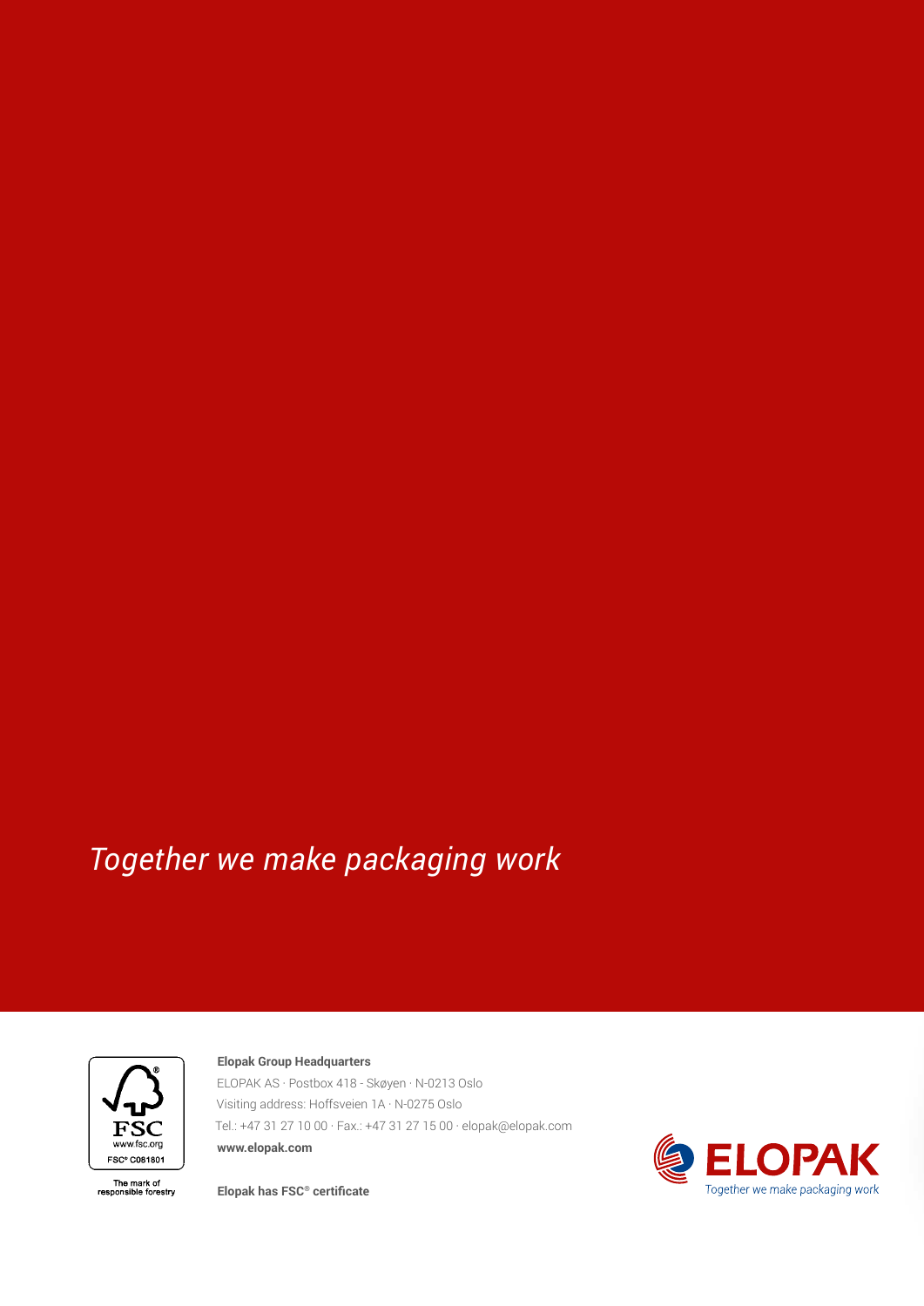*Together we make packaging work*

FSC
www.fsc.org
FSC® C081801

The mark of responsible forestry

**Elopak Group Headquarters**
ELOPAK AS · Postbox 418 - Skøyen · N-0213 Oslo
Visiting address: Hoffsveien 1A · N-0275 Oslo
Tel.: +47 31 27 10 00 · Fax.: +47 31 27 15 00 · elopak@elopak.com
**www.elopak.com**

**Elopak has FSC® certificate**

ELOPAK
Together we make packaging work